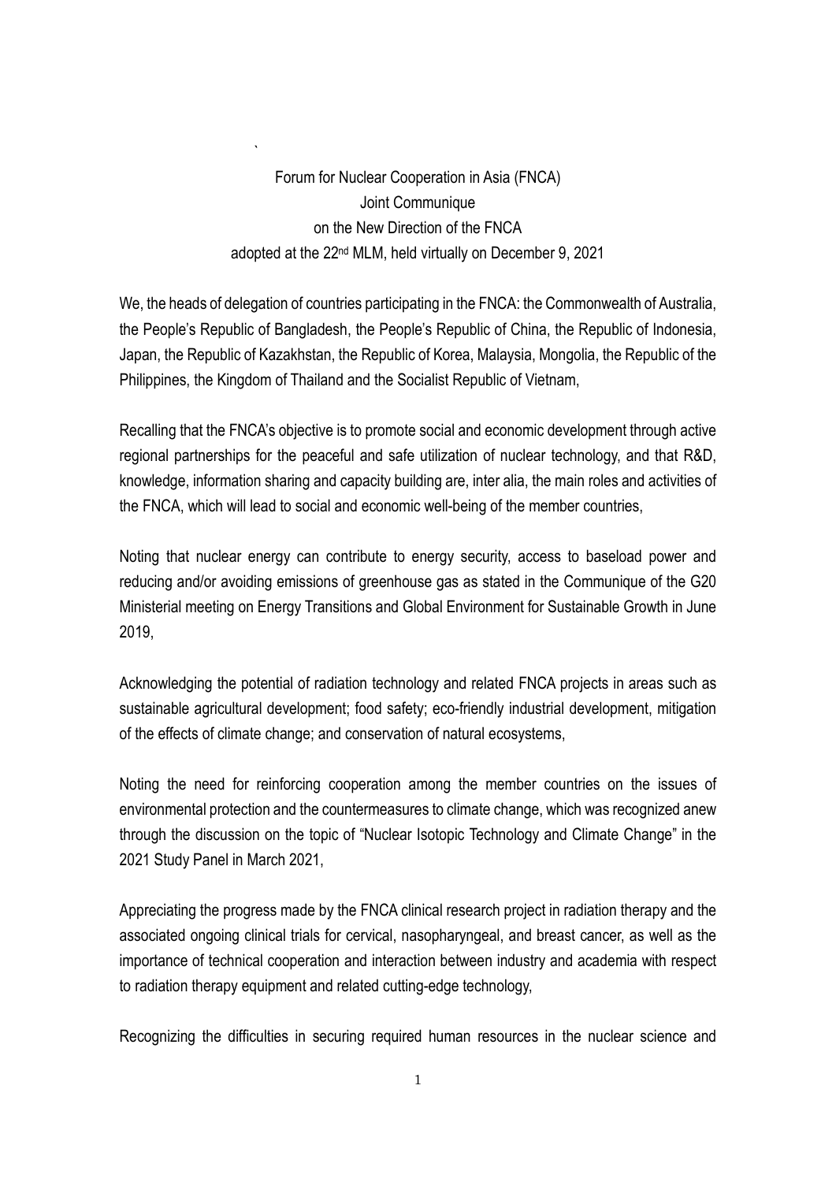Forum for Nuclear Cooperation in Asia (FNCA)
Joint Communique
on the New Direction of the FNCA
adopted at the 22nd MLM, held virtually on December 9, 2021

We, the heads of delegation of countries participating in the FNCA: the Commonwealth of Australia, the People's Republic of Bangladesh, the People's Republic of China, the Republic of Indonesia, Japan, the Republic of Kazakhstan, the Republic of Korea, Malaysia, Mongolia, the Republic of the Philippines, the Kingdom of Thailand and the Socialist Republic of Vietnam,

Recalling that the FNCA's objective is to promote social and economic development through active regional partnerships for the peaceful and safe utilization of nuclear technology, and that R&D, knowledge, information sharing and capacity building are, inter alia, the main roles and activities of the FNCA, which will lead to social and economic well-being of the member countries,

Noting that nuclear energy can contribute to energy security, access to baseload power and reducing and/or avoiding emissions of greenhouse gas as stated in the Communique of the G20 Ministerial meeting on Energy Transitions and Global Environment for Sustainable Growth in June 2019,

Acknowledging the potential of radiation technology and related FNCA projects in areas such as sustainable agricultural development; food safety; eco-friendly industrial development, mitigation of the effects of climate change; and conservation of natural ecosystems,

Noting the need for reinforcing cooperation among the member countries on the issues of environmental protection and the countermeasures to climate change, which was recognized anew through the discussion on the topic of "Nuclear Isotopic Technology and Climate Change" in the 2021 Study Panel in March 2021,

Appreciating the progress made by the FNCA clinical research project in radiation therapy and the associated ongoing clinical trials for cervical, nasopharyngeal, and breast cancer, as well as the importance of technical cooperation and interaction between industry and academia with respect to radiation therapy equipment and related cutting-edge technology,

Recognizing the difficulties in securing required human resources in the nuclear science and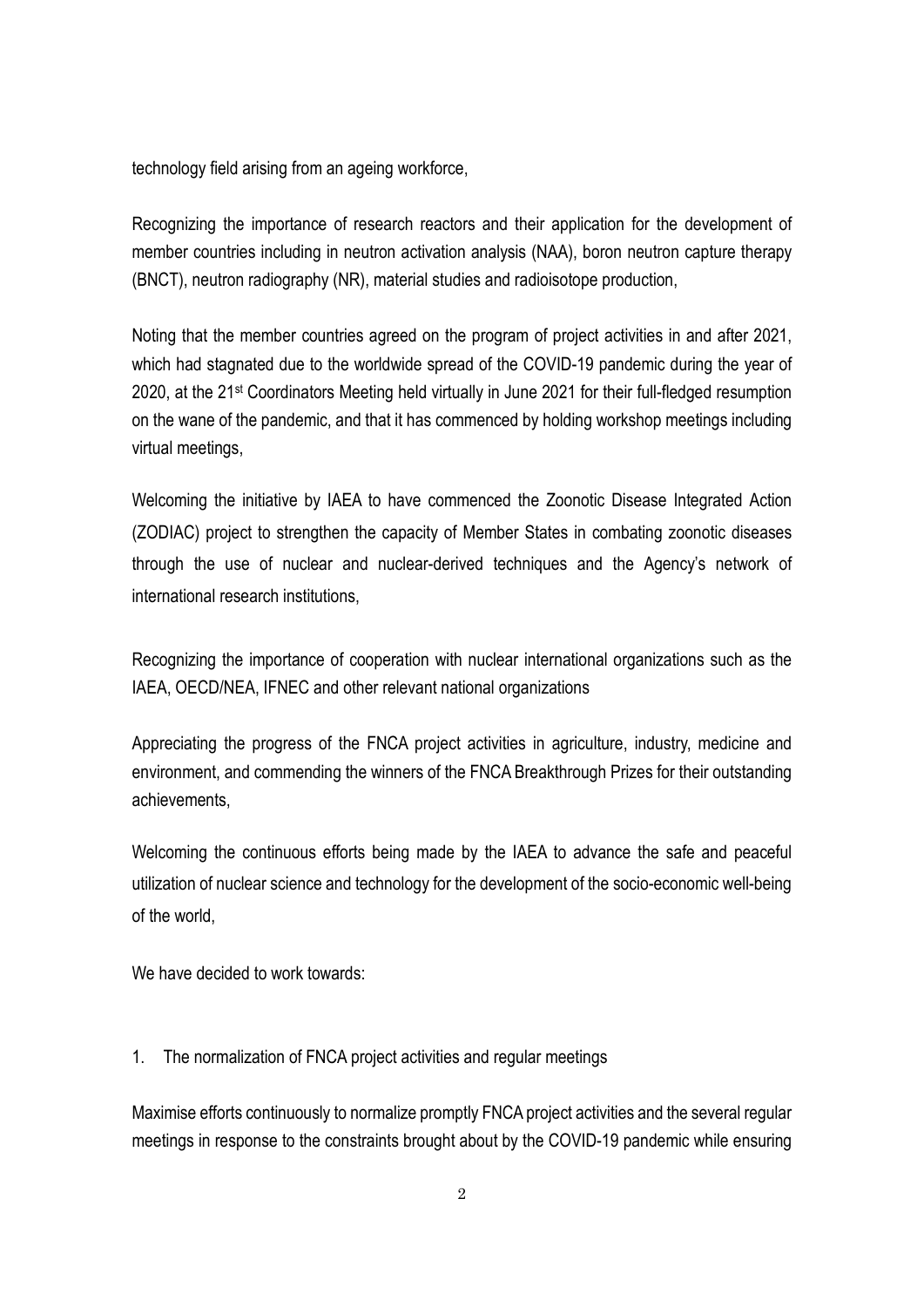technology field arising from an ageing workforce,

Recognizing the importance of research reactors and their application for the development of member countries including in neutron activation analysis (NAA), boron neutron capture therapy (BNCT), neutron radiography (NR), material studies and radioisotope production,

Noting that the member countries agreed on the program of project activities in and after 2021, which had stagnated due to the worldwide spread of the COVID-19 pandemic during the year of 2020, at the 21st Coordinators Meeting held virtually in June 2021 for their full-fledged resumption on the wane of the pandemic, and that it has commenced by holding workshop meetings including virtual meetings,

Welcoming the initiative by IAEA to have commenced the Zoonotic Disease Integrated Action (ZODIAC) project to strengthen the capacity of Member States in combating zoonotic diseases through the use of nuclear and nuclear-derived techniques and the Agency's network of international research institutions,

Recognizing the importance of cooperation with nuclear international organizations such as the IAEA, OECD/NEA, IFNEC and other relevant national organizations

Appreciating the progress of the FNCA project activities in agriculture, industry, medicine and environment, and commending the winners of the FNCA Breakthrough Prizes for their outstanding achievements,

Welcoming the continuous efforts being made by the IAEA to advance the safe and peaceful utilization of nuclear science and technology for the development of the socio-economic well-being of the world,

We have decided to work towards:

1. The normalization of FNCA project activities and regular meetings

Maximise efforts continuously to normalize promptly FNCA project activities and the several regular meetings in response to the constraints brought about by the COVID-19 pandemic while ensuring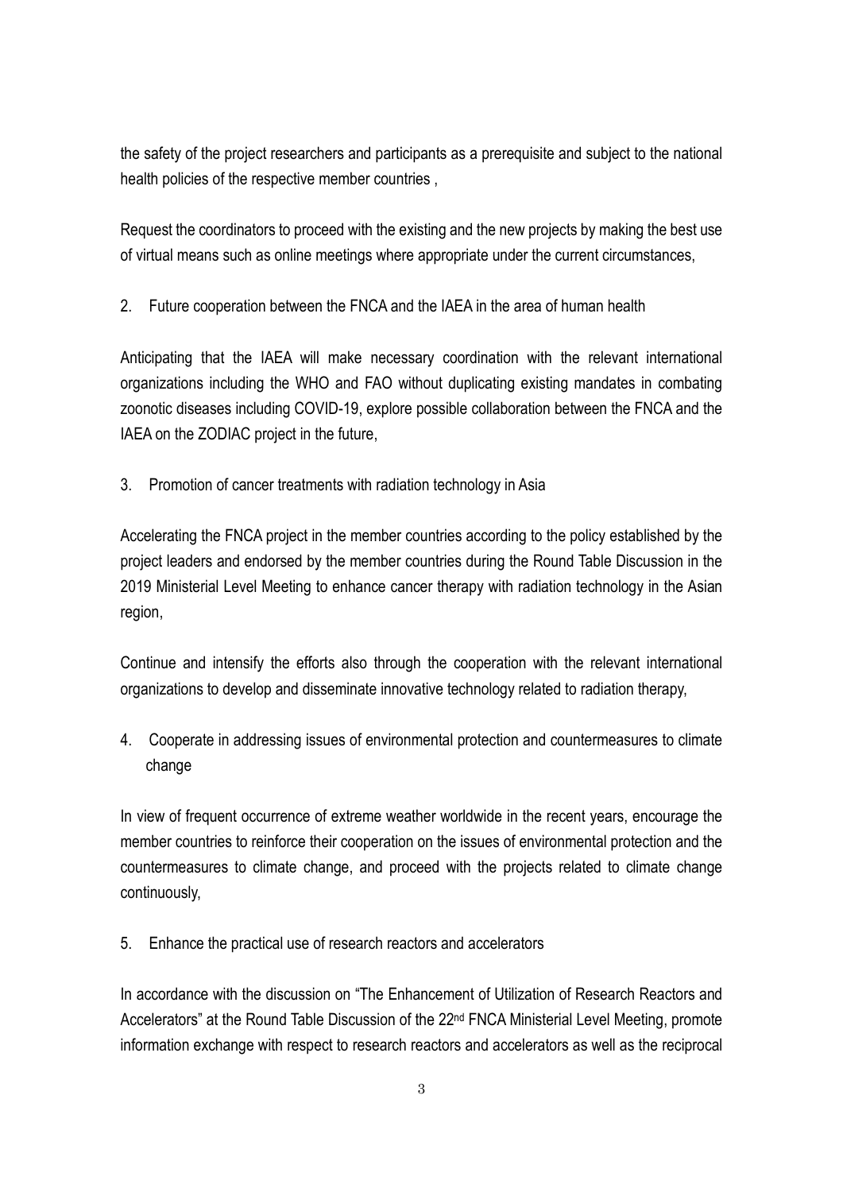the safety of the project researchers and participants as a prerequisite and subject to the national health policies of the respective member countries ,

Request the coordinators to proceed with the existing and the new projects by making the best use of virtual means such as online meetings where appropriate under the current circumstances,

2. Future cooperation between the FNCA and the IAEA in the area of human health

Anticipating that the IAEA will make necessary coordination with the relevant international organizations including the WHO and FAO without duplicating existing mandates in combating zoonotic diseases including COVID-19, explore possible collaboration between the FNCA and the IAEA on the ZODIAC project in the future,

3. Promotion of cancer treatments with radiation technology in Asia

Accelerating the FNCA project in the member countries according to the policy established by the project leaders and endorsed by the member countries during the Round Table Discussion in the 2019 Ministerial Level Meeting to enhance cancer therapy with radiation technology in the Asian region,

Continue and intensify the efforts also through the cooperation with the relevant international organizations to develop and disseminate innovative technology related to radiation therapy,

4. Cooperate in addressing issues of environmental protection and countermeasures to climate change

In view of frequent occurrence of extreme weather worldwide in the recent years, encourage the member countries to reinforce their cooperation on the issues of environmental protection and the countermeasures to climate change, and proceed with the projects related to climate change continuously,

5. Enhance the practical use of research reactors and accelerators

In accordance with the discussion on "The Enhancement of Utilization of Research Reactors and Accelerators" at the Round Table Discussion of the 22nd FNCA Ministerial Level Meeting, promote information exchange with respect to research reactors and accelerators as well as the reciprocal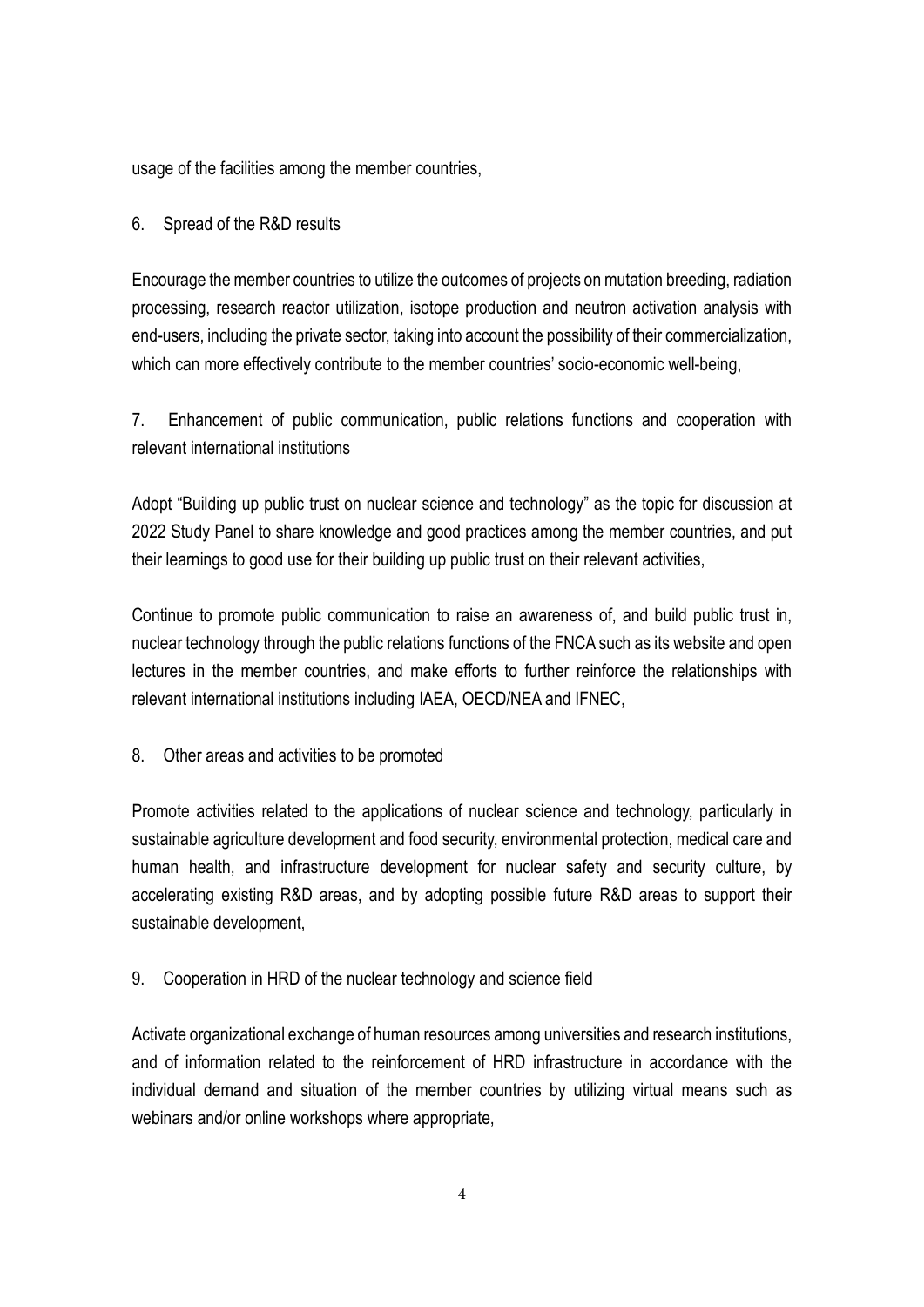usage of the facilities among the member countries,

6. Spread of the R&D results

Encourage the member countries to utilize the outcomes of projects on mutation breeding, radiation processing, research reactor utilization, isotope production and neutron activation analysis with end-users, including the private sector, taking into account the possibility of their commercialization, which can more effectively contribute to the member countries' socio-economic well-being,

7. Enhancement of public communication, public relations functions and cooperation with relevant international institutions

Adopt "Building up public trust on nuclear science and technology" as the topic for discussion at 2022 Study Panel to share knowledge and good practices among the member countries, and put their learnings to good use for their building up public trust on their relevant activities,

Continue to promote public communication to raise an awareness of, and build public trust in, nuclear technology through the public relations functions of the FNCA such as its website and open lectures in the member countries, and make efforts to further reinforce the relationships with relevant international institutions including IAEA, OECD/NEA and IFNEC,

8. Other areas and activities to be promoted

Promote activities related to the applications of nuclear science and technology, particularly in sustainable agriculture development and food security, environmental protection, medical care and human health, and infrastructure development for nuclear safety and security culture, by accelerating existing R&D areas, and by adopting possible future R&D areas to support their sustainable development,

9. Cooperation in HRD of the nuclear technology and science field

Activate organizational exchange of human resources among universities and research institutions, and of information related to the reinforcement of HRD infrastructure in accordance with the individual demand and situation of the member countries by utilizing virtual means such as webinars and/or online workshops where appropriate,